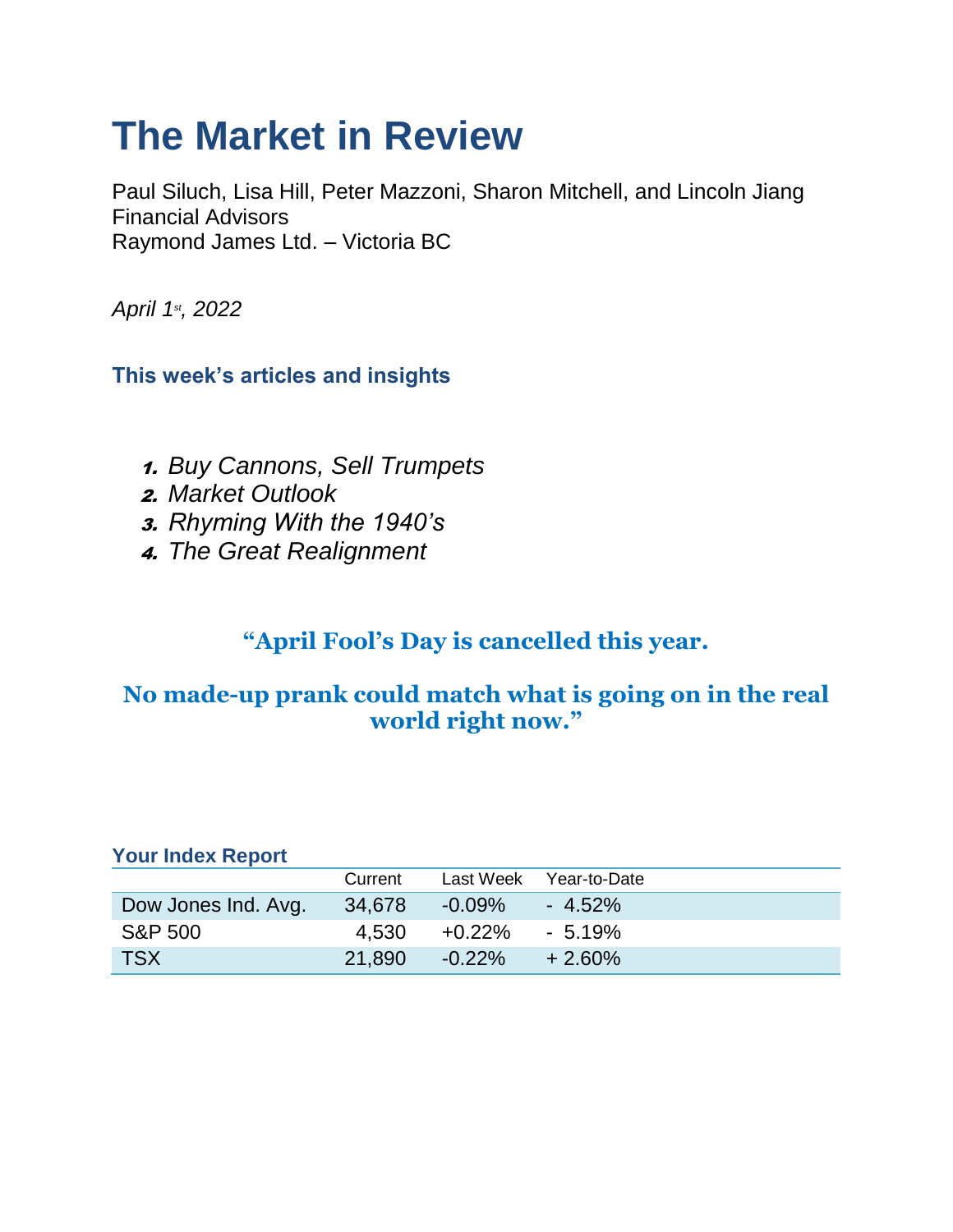# The Market in Review

Paul Siluch, Lisa Hill, Peter Mazzoni, Sharon Mitchell, and Lincoln Jiang
Financial Advisors
Raymond James Ltd. – Victoria BC

*April 1st, 2022*

### This week's articles and insights

1. *Buy Cannons, Sell Trumpets*
2. *Market Outlook*
3. *Rhyming With the 1940's*
4. *The Great Realignment*

**"April Fool's Day is cancelled this year.**

**No made-up prank could match what is going on in the real world right now."**

### Your Index Report

| | Current | Last Week | Year-to-Date |
|---|---|---|---|
| Dow Jones Ind. Avg. | 34,678 | -0.09% | - 4.52% |
| S&P 500 | 4,530 | +0.22% | - 5.19% |
| TSX | 21,890 | -0.22% | + 2.60% |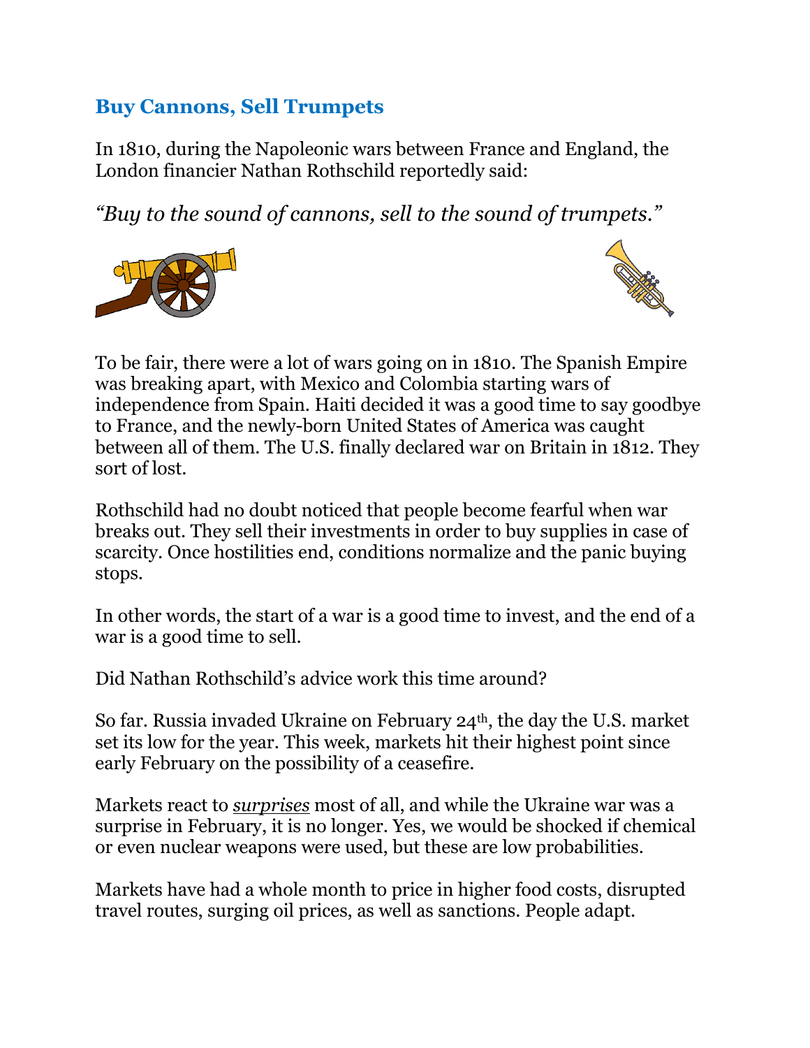## Buy Cannons, Sell Trumpets

In 1810, during the Napoleonic wars between France and England, the London financier Nathan Rothschild reportedly said:

*"Buy to the sound of cannons, sell to the sound of trumpets."*

To be fair, there were a lot of wars going on in 1810. The Spanish Empire was breaking apart, with Mexico and Colombia starting wars of independence from Spain. Haiti decided it was a good time to say goodbye to France, and the newly-born United States of America was caught between all of them. The U.S. finally declared war on Britain in 1812. They sort of lost.

Rothschild had no doubt noticed that people become fearful when war breaks out. They sell their investments in order to buy supplies in case of scarcity. Once hostilities end, conditions normalize and the panic buying stops.

In other words, the start of a war is a good time to invest, and the end of a war is a good time to sell.

Did Nathan Rothschild's advice work this time around?

So far. Russia invaded Ukraine on February 24th, the day the U.S. market set its low for the year. This week, markets hit their highest point since early February on the possibility of a ceasefire.

Markets react to ***surprises*** most of all, and while the Ukraine war was a surprise in February, it is no longer. Yes, we would be shocked if chemical or even nuclear weapons were used, but these are low probabilities.

Markets have had a whole month to price in higher food costs, disrupted travel routes, surging oil prices, as well as sanctions. People adapt.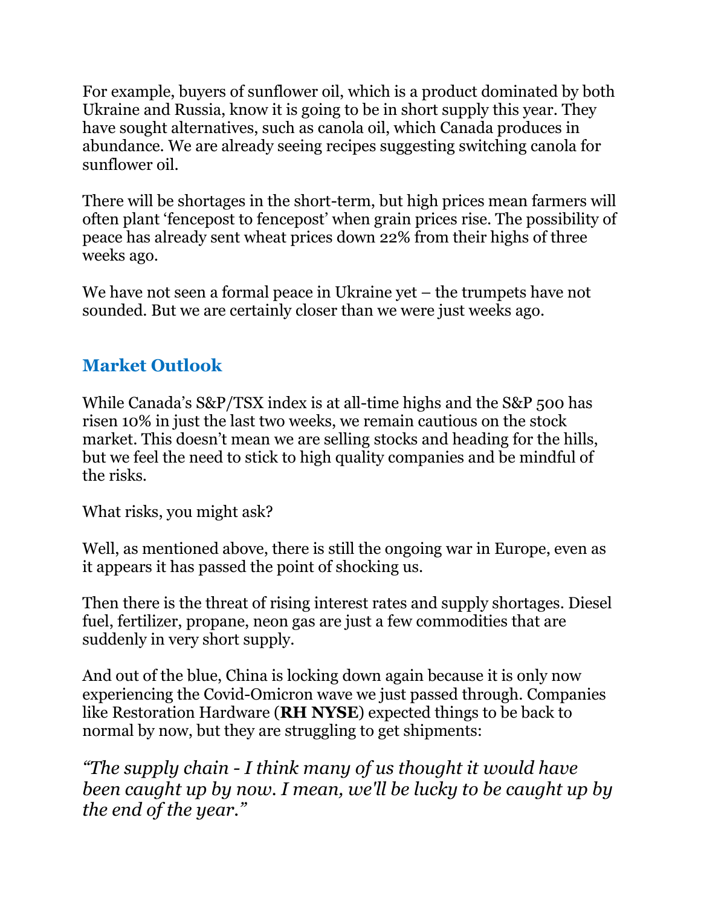For example, buyers of sunflower oil, which is a product dominated by both Ukraine and Russia, know it is going to be in short supply this year. They have sought alternatives, such as canola oil, which Canada produces in abundance. We are already seeing recipes suggesting switching canola for sunflower oil.

There will be shortages in the short-term, but high prices mean farmers will often plant 'fencepost to fencepost' when grain prices rise. The possibility of peace has already sent wheat prices down 22% from their highs of three weeks ago.

We have not seen a formal peace in Ukraine yet – the trumpets have not sounded. But we are certainly closer than we were just weeks ago.

## Market Outlook

While Canada's S&P/TSX index is at all-time highs and the S&P 500 has risen 10% in just the last two weeks, we remain cautious on the stock market. This doesn't mean we are selling stocks and heading for the hills, but we feel the need to stick to high quality companies and be mindful of the risks.

What risks, you might ask?

Well, as mentioned above, there is still the ongoing war in Europe, even as it appears it has passed the point of shocking us.

Then there is the threat of rising interest rates and supply shortages. Diesel fuel, fertilizer, propane, neon gas are just a few commodities that are suddenly in very short supply.

And out of the blue, China is locking down again because it is only now experiencing the Covid-Omicron wave we just passed through. Companies like Restoration Hardware (**RH NYSE**) expected things to be back to normal by now, but they are struggling to get shipments:

*"The supply chain - I think many of us thought it would have been caught up by now. I mean, we'll be lucky to be caught up by the end of the year."*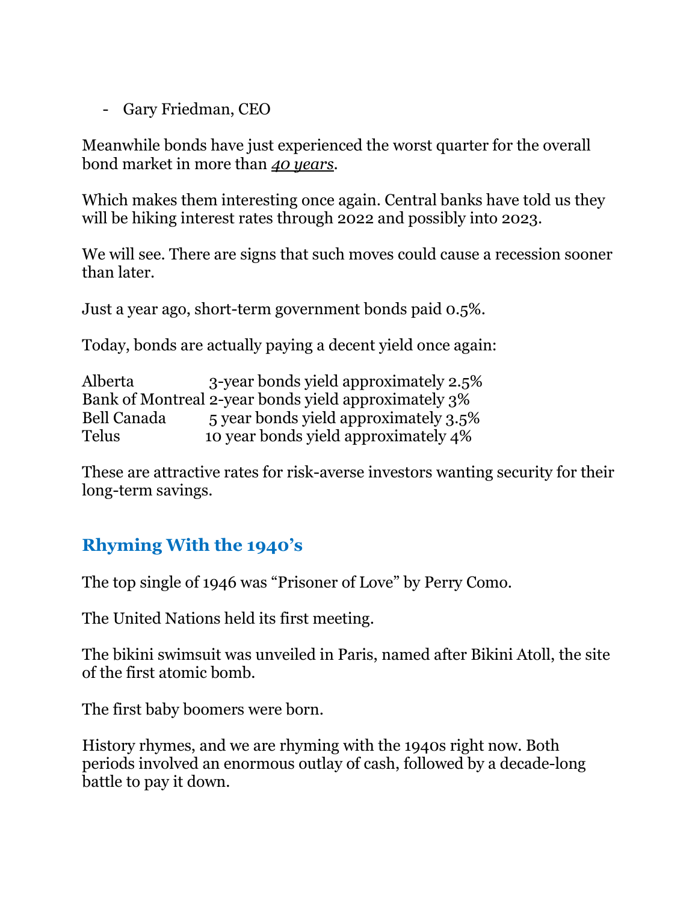- Gary Friedman, CEO

Meanwhile bonds have just experienced the worst quarter for the overall bond market in more than *40 years*.

Which makes them interesting once again. Central banks have told us they will be hiking interest rates through 2022 and possibly into 2023.

We will see. There are signs that such moves could cause a recession sooner than later.

Just a year ago, short-term government bonds paid 0.5%.

Today, bonds are actually paying a decent yield once again:

| | |
|---|---|
| Alberta | 3-year bonds yield approximately 2.5% |
| Bank of Montreal | 2-year bonds yield approximately 3% |
| Bell Canada | 5 year bonds yield approximately 3.5% |
| Telus | 10 year bonds yield approximately 4% |

These are attractive rates for risk-averse investors wanting security for their long-term savings.

## Rhyming With the 1940's

The top single of 1946 was "Prisoner of Love" by Perry Como.

The United Nations held its first meeting.

The bikini swimsuit was unveiled in Paris, named after Bikini Atoll, the site of the first atomic bomb.

The first baby boomers were born.

History rhymes, and we are rhyming with the 1940s right now. Both periods involved an enormous outlay of cash, followed by a decade-long battle to pay it down.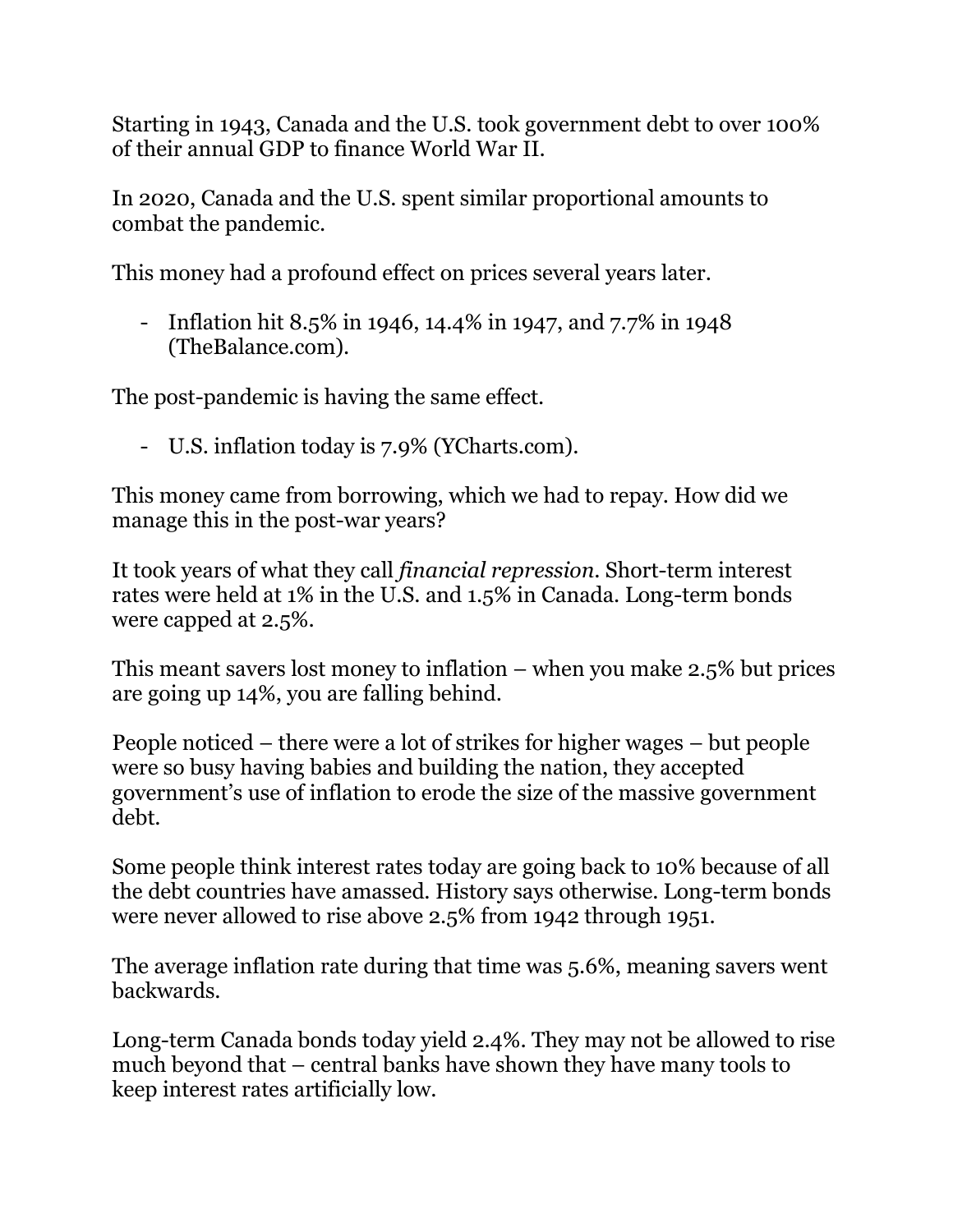Starting in 1943, Canada and the U.S. took government debt to over 100% of their annual GDP to finance World War II.

In 2020, Canada and the U.S. spent similar proportional amounts to combat the pandemic.

This money had a profound effect on prices several years later.

- Inflation hit 8.5% in 1946, 14.4% in 1947, and 7.7% in 1948 (TheBalance.com).

The post-pandemic is having the same effect.

- U.S. inflation today is 7.9% (YCharts.com).

This money came from borrowing, which we had to repay. How did we manage this in the post-war years?

It took years of what they call *financial repression*. Short-term interest rates were held at 1% in the U.S. and 1.5% in Canada. Long-term bonds were capped at 2.5%.

This meant savers lost money to inflation – when you make 2.5% but prices are going up 14%, you are falling behind.

People noticed – there were a lot of strikes for higher wages – but people were so busy having babies and building the nation, they accepted government's use of inflation to erode the size of the massive government debt.

Some people think interest rates today are going back to 10% because of all the debt countries have amassed. History says otherwise. Long-term bonds were never allowed to rise above 2.5% from 1942 through 1951.

The average inflation rate during that time was 5.6%, meaning savers went backwards.

Long-term Canada bonds today yield 2.4%. They may not be allowed to rise much beyond that – central banks have shown they have many tools to keep interest rates artificially low.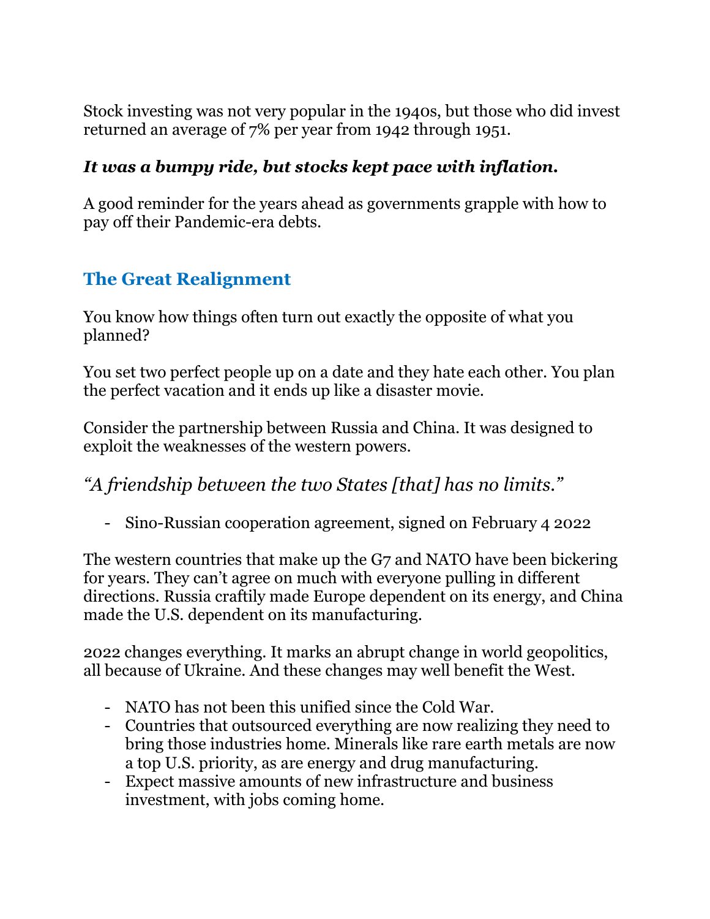Stock investing was not very popular in the 1940s, but those who did invest returned an average of 7% per year from 1942 through 1951.

***It was a bumpy ride, but stocks kept pace with inflation.***

A good reminder for the years ahead as governments grapple with how to pay off their Pandemic-era debts.

## The Great Realignment

You know how things often turn out exactly the opposite of what you planned?

You set two perfect people up on a date and they hate each other. You plan the perfect vacation and it ends up like a disaster movie.

Consider the partnership between Russia and China. It was designed to exploit the weaknesses of the western powers.

*"A friendship between the two States [that] has no limits."*

- Sino-Russian cooperation agreement, signed on February 4 2022

The western countries that make up the G7 and NATO have been bickering for years. They can't agree on much with everyone pulling in different directions. Russia craftily made Europe dependent on its energy, and China made the U.S. dependent on its manufacturing.

2022 changes everything. It marks an abrupt change in world geopolitics, all because of Ukraine. And these changes may well benefit the West.

- NATO has not been this unified since the Cold War.
- Countries that outsourced everything are now realizing they need to bring those industries home. Minerals like rare earth metals are now a top U.S. priority, as are energy and drug manufacturing.
- Expect massive amounts of new infrastructure and business investment, with jobs coming home.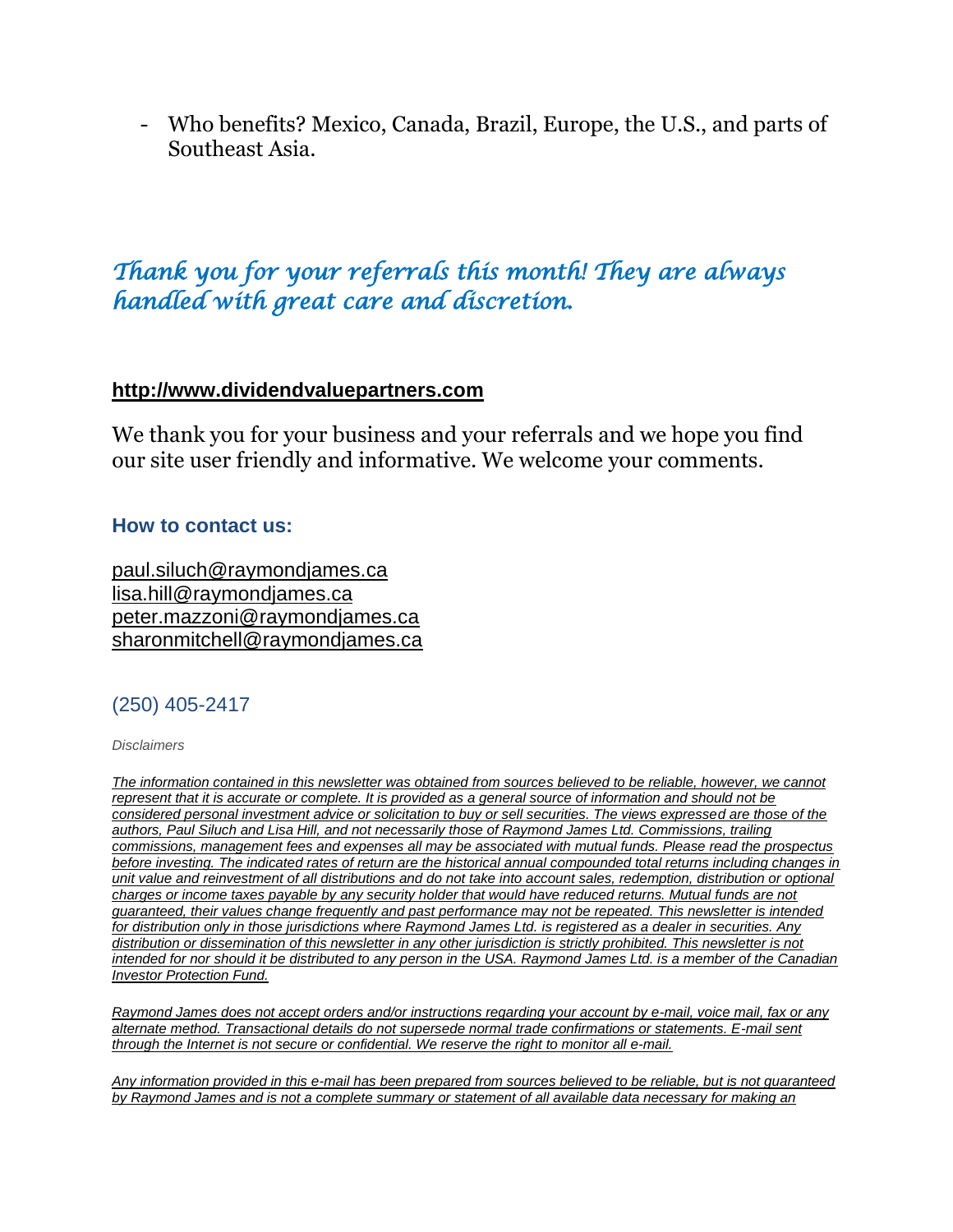- Who benefits? Mexico, Canada, Brazil, Europe, the U.S., and parts of Southeast Asia.

## *Thank you for your referrals this month! They are always handled with great care and discretion.*

**http://www.dividendvaluepartners.com**

We thank you for your business and your referrals and we hope you find our site user friendly and informative. We welcome your comments.

### How to contact us:

paul.siluch@raymondjames.ca
lisa.hill@raymondjames.ca
peter.mazzoni@raymondjames.ca
sharonmitchell@raymondjames.ca

(250) 405-2417

*Disclaimers*

*The information contained in this newsletter was obtained from sources believed to be reliable, however, we cannot represent that it is accurate or complete. It is provided as a general source of information and should not be considered personal investment advice or solicitation to buy or sell securities. The views expressed are those of the authors, Paul Siluch and Lisa Hill, and not necessarily those of Raymond James Ltd. Commissions, trailing commissions, management fees and expenses all may be associated with mutual funds. Please read the prospectus before investing. The indicated rates of return are the historical annual compounded total returns including changes in unit value and reinvestment of all distributions and do not take into account sales, redemption, distribution or optional charges or income taxes payable by any security holder that would have reduced returns. Mutual funds are not guaranteed, their values change frequently and past performance may not be repeated. This newsletter is intended for distribution only in those jurisdictions where Raymond James Ltd. is registered as a dealer in securities. Any distribution or dissemination of this newsletter in any other jurisdiction is strictly prohibited. This newsletter is not intended for nor should it be distributed to any person in the USA. Raymond James Ltd. is a member of the Canadian Investor Protection Fund.*

*Raymond James does not accept orders and/or instructions regarding your account by e-mail, voice mail, fax or any alternate method. Transactional details do not supersede normal trade confirmations or statements. E-mail sent through the Internet is not secure or confidential. We reserve the right to monitor all e-mail.*

*Any information provided in this e-mail has been prepared from sources believed to be reliable, but is not guaranteed by Raymond James and is not a complete summary or statement of all available data necessary for making an*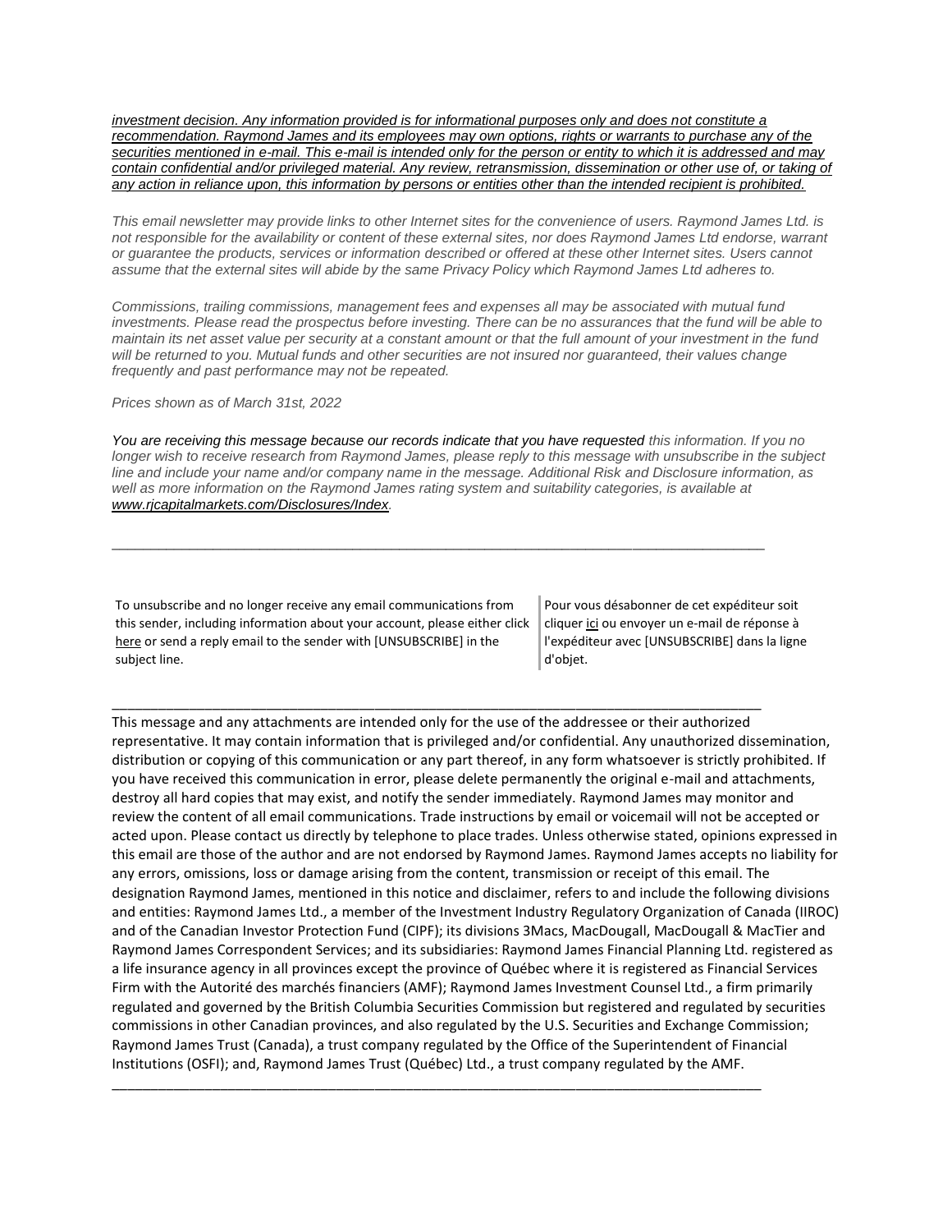*investment decision. Any information provided is for informational purposes only and does not constitute a recommendation. Raymond James and its employees may own options, rights or warrants to purchase any of the securities mentioned in e-mail. This e-mail is intended only for the person or entity to which it is addressed and may contain confidential and/or privileged material. Any review, retransmission, dissemination or other use of, or taking of any action in reliance upon, this information by persons or entities other than the intended recipient is prohibited.*

*This email newsletter may provide links to other Internet sites for the convenience of users. Raymond James Ltd. is not responsible for the availability or content of these external sites, nor does Raymond James Ltd endorse, warrant or guarantee the products, services or information described or offered at these other Internet sites. Users cannot assume that the external sites will abide by the same Privacy Policy which Raymond James Ltd adheres to.*

*Commissions, trailing commissions, management fees and expenses all may be associated with mutual fund investments. Please read the prospectus before investing. There can be no assurances that the fund will be able to maintain its net asset value per security at a constant amount or that the full amount of your investment in the fund will be returned to you. Mutual funds and other securities are not insured nor guaranteed, their values change frequently and past performance may not be repeated.*

*Prices shown as of March 31st, 2022*

*You are receiving this message because our records indicate that you have requested this information. If you no longer wish to receive research from Raymond James, please reply to this message with unsubscribe in the subject line and include your name and/or company name in the message. Additional Risk and Disclosure information, as well as more information on the Raymond James rating system and suitability categories, is available at www.rjcapitalmarkets.com/Disclosures/Index.*

---

To unsubscribe and no longer receive any email communications from this sender, including information about your account, please either click here or send a reply email to the sender with [UNSUBSCRIBE] in the subject line.

Pour vous désabonner de cet expéditeur soit cliquer ici ou envoyer un e-mail de réponse à l'expéditeur avec [UNSUBSCRIBE] dans la ligne d'objet.

---

This message and any attachments are intended only for the use of the addressee or their authorized representative. It may contain information that is privileged and/or confidential. Any unauthorized dissemination, distribution or copying of this communication or any part thereof, in any form whatsoever is strictly prohibited. If you have received this communication in error, please delete permanently the original e-mail and attachments, destroy all hard copies that may exist, and notify the sender immediately. Raymond James may monitor and review the content of all email communications. Trade instructions by email or voicemail will not be accepted or acted upon. Please contact us directly by telephone to place trades. Unless otherwise stated, opinions expressed in this email are those of the author and are not endorsed by Raymond James. Raymond James accepts no liability for any errors, omissions, loss or damage arising from the content, transmission or receipt of this email. The designation Raymond James, mentioned in this notice and disclaimer, refers to and include the following divisions and entities: Raymond James Ltd., a member of the Investment Industry Regulatory Organization of Canada (IIROC) and of the Canadian Investor Protection Fund (CIPF); its divisions 3Macs, MacDougall, MacDougall & MacTier and Raymond James Correspondent Services; and its subsidiaries: Raymond James Financial Planning Ltd. registered as a life insurance agency in all provinces except the province of Québec where it is registered as Financial Services Firm with the Autorité des marchés financiers (AMF); Raymond James Investment Counsel Ltd., a firm primarily regulated and governed by the British Columbia Securities Commission but registered and regulated by securities commissions in other Canadian provinces, and also regulated by the U.S. Securities and Exchange Commission; Raymond James Trust (Canada), a trust company regulated by the Office of the Superintendent of Financial Institutions (OSFI); and, Raymond James Trust (Québec) Ltd., a trust company regulated by the AMF.

---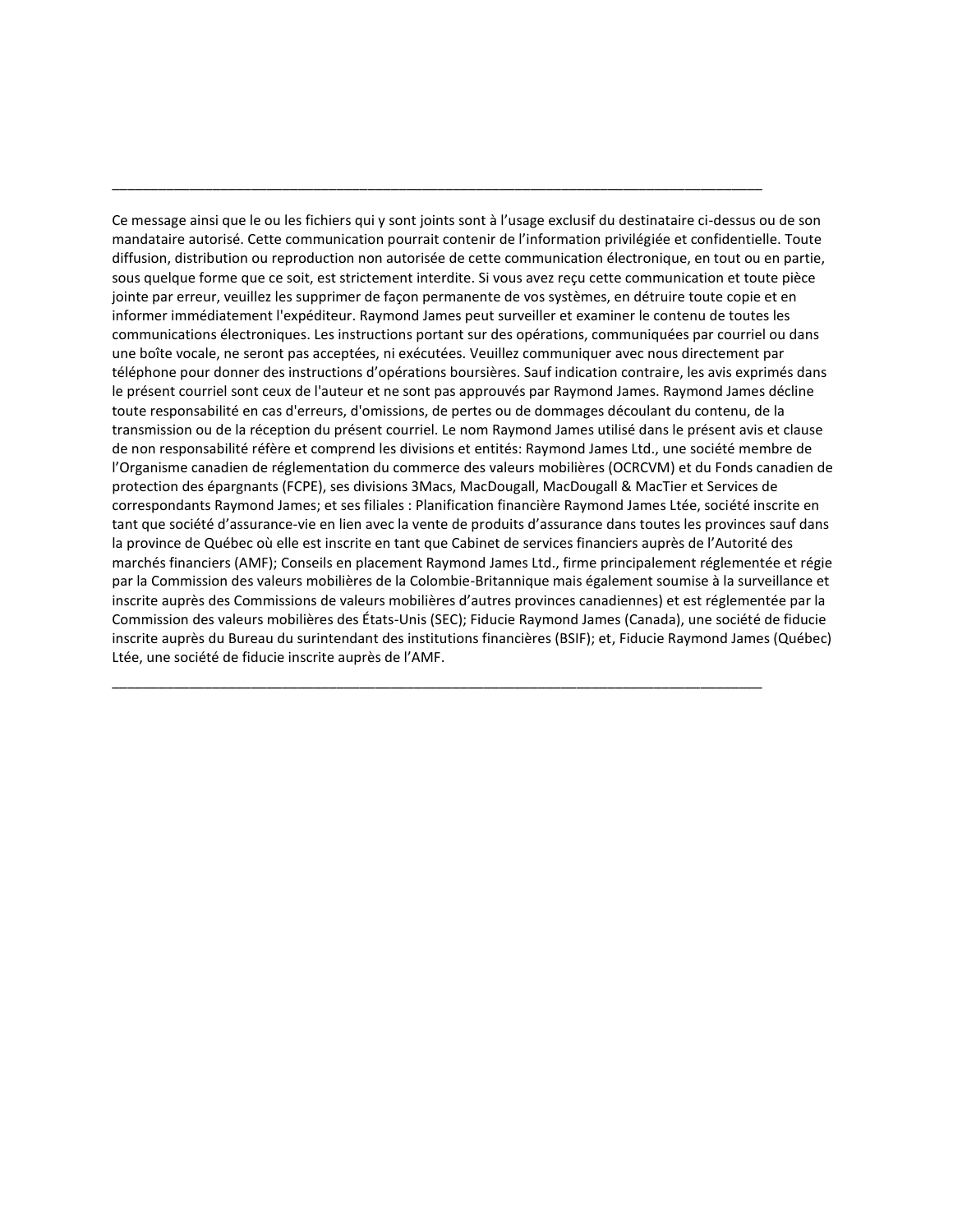---

Ce message ainsi que le ou les fichiers qui y sont joints sont à l'usage exclusif du destinataire ci-dessus ou de son mandataire autorisé. Cette communication pourrait contenir de l'information privilégiée et confidentielle. Toute diffusion, distribution ou reproduction non autorisée de cette communication électronique, en tout ou en partie, sous quelque forme que ce soit, est strictement interdite. Si vous avez reçu cette communication et toute pièce jointe par erreur, veuillez les supprimer de façon permanente de vos systèmes, en détruire toute copie et en informer immédiatement l'expéditeur. Raymond James peut surveiller et examiner le contenu de toutes les communications électroniques. Les instructions portant sur des opérations, communiquées par courriel ou dans une boîte vocale, ne seront pas acceptées, ni exécutées. Veuillez communiquer avec nous directement par téléphone pour donner des instructions d'opérations boursières. Sauf indication contraire, les avis exprimés dans le présent courriel sont ceux de l'auteur et ne sont pas approuvés par Raymond James. Raymond James décline toute responsabilité en cas d'erreurs, d'omissions, de pertes ou de dommages découlant du contenu, de la transmission ou de la réception du présent courriel. Le nom Raymond James utilisé dans le présent avis et clause de non responsabilité réfère et comprend les divisions et entités: Raymond James Ltd., une société membre de l'Organisme canadien de réglementation du commerce des valeurs mobilières (OCRCVM) et du Fonds canadien de protection des épargnants (FCPE), ses divisions 3Macs, MacDougall, MacDougall & MacTier et Services de correspondants Raymond James; et ses filiales : Planification financière Raymond James Ltée, société inscrite en tant que société d'assurance-vie en lien avec la vente de produits d'assurance dans toutes les provinces sauf dans la province de Québec où elle est inscrite en tant que Cabinet de services financiers auprès de l'Autorité des marchés financiers (AMF); Conseils en placement Raymond James Ltd., firme principalement réglementée et régie par la Commission des valeurs mobilières de la Colombie-Britannique mais également soumise à la surveillance et inscrite auprès des Commissions de valeurs mobilières d'autres provinces canadiennes) et est réglementée par la Commission des valeurs mobilières des États-Unis (SEC); Fiducie Raymond James (Canada), une société de fiducie inscrite auprès du Bureau du surintendant des institutions financières (BSIF); et, Fiducie Raymond James (Québec) Ltée, une société de fiducie inscrite auprès de l'AMF.

---